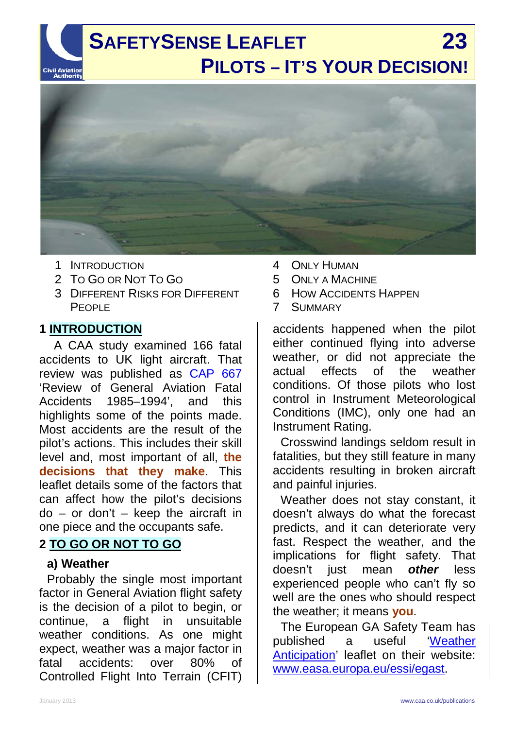# SAFETYSENSE LEAFLET 23

# PILOTS – IT'S YOUR DECISION!

1. INTRODUCTION
2. TO GO OR NOT TO GO
3. DIFFERENT RISKS FOR DIFFERENT PEOPLE
4. ONLY HUMAN
5. ONLY A MACHINE
6. HOW ACCIDENTS HAPPEN
7. SUMMARY

## 1 INTRODUCTION

A CAA study examined 166 fatal accidents to UK light aircraft. That review was published as CAP 667 'Review of General Aviation Fatal Accidents 1985–1994', and this highlights some of the points made. Most accidents are the result of the pilot's actions. This includes their skill level and, most important of all, **the decisions that they make**. This leaflet details some of the factors that can affect how the pilot's decisions do – or don't – keep the aircraft in one piece and the occupants safe.

## 2 TO GO OR NOT TO GO

### a) Weather

Probably the single most important factor in General Aviation flight safety is the decision of a pilot to begin, or continue, a flight in unsuitable weather conditions. As one might expect, weather was a major factor in fatal accidents: over 80% of Controlled Flight Into Terrain (CFIT) accidents happened when the pilot either continued flying into adverse weather, or did not appreciate the actual effects of the weather conditions. Of those pilots who lost control in Instrument Meteorological Conditions (IMC), only one had an Instrument Rating.

Crosswind landings seldom result in fatalities, but they still feature in many accidents resulting in broken aircraft and painful injuries.

Weather does not stay constant, it doesn't always do what the forecast predicts, and it can deteriorate very fast. Respect the weather, and the implications for flight safety. That doesn't just mean ***other*** less experienced people who can't fly so well are the ones who should respect the weather; it means **you**.

The European GA Safety Team has published a useful 'Weather Anticipation' leaflet on their website: www.easa.europa.eu/essi/egast.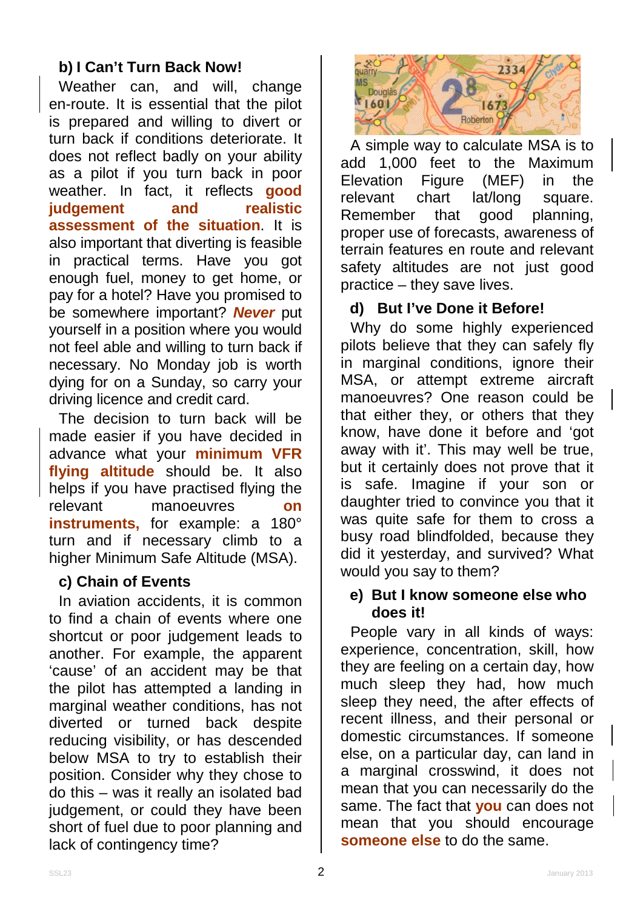### b) I Can't Turn Back Now!

Weather can, and will, change en-route. It is essential that the pilot is prepared and willing to divert or turn back if conditions deteriorate. It does not reflect badly on your ability as a pilot if you turn back in poor weather. In fact, it reflects **good judgement and realistic assessment of the situation**. It is also important that diverting is feasible in practical terms. Have you got enough fuel, money to get home, or pay for a hotel? Have you promised to be somewhere important? ***Never*** put yourself in a position where you would not feel able and willing to turn back if necessary. No Monday job is worth dying for on a Sunday, so carry your driving licence and credit card.

The decision to turn back will be made easier if you have decided in advance what your **minimum VFR flying altitude** should be. It also helps if you have practised flying the relevant manoeuvres **on instruments,** for example: a 180° turn and if necessary climb to a higher Minimum Safe Altitude (MSA).

### c) Chain of Events

In aviation accidents, it is common to find a chain of events where one shortcut or poor judgement leads to another. For example, the apparent 'cause' of an accident may be that the pilot has attempted a landing in marginal weather conditions, has not diverted or turned back despite reducing visibility, or has descended below MSA to try to establish their position. Consider why they chose to do this – was it really an isolated bad judgement, or could they have been short of fuel due to poor planning and lack of contingency time?

A simple way to calculate MSA is to add 1,000 feet to the Maximum Elevation Figure (MEF) in the relevant chart lat/long square. Remember that good planning, proper use of forecasts, awareness of terrain features en route and relevant safety altitudes are not just good practice – they save lives.

### d) But I've Done it Before!

Why do some highly experienced pilots believe that they can safely fly in marginal conditions, ignore their MSA, or attempt extreme aircraft manoeuvres? One reason could be that either they, or others that they know, have done it before and 'got away with it'. This may well be true, but it certainly does not prove that it is safe. Imagine if your son or daughter tried to convince you that it was quite safe for them to cross a busy road blindfolded, because they did it yesterday, and survived? What would you say to them?

### e) But I know someone else who does it!

People vary in all kinds of ways: experience, concentration, skill, how they are feeling on a certain day, how much sleep they had, how much sleep they need, the after effects of recent illness, and their personal or domestic circumstances. If someone else, on a particular day, can land in a marginal crosswind, it does not mean that you can necessarily do the same. The fact that **you** can does not mean that you should encourage **someone else** to do the same.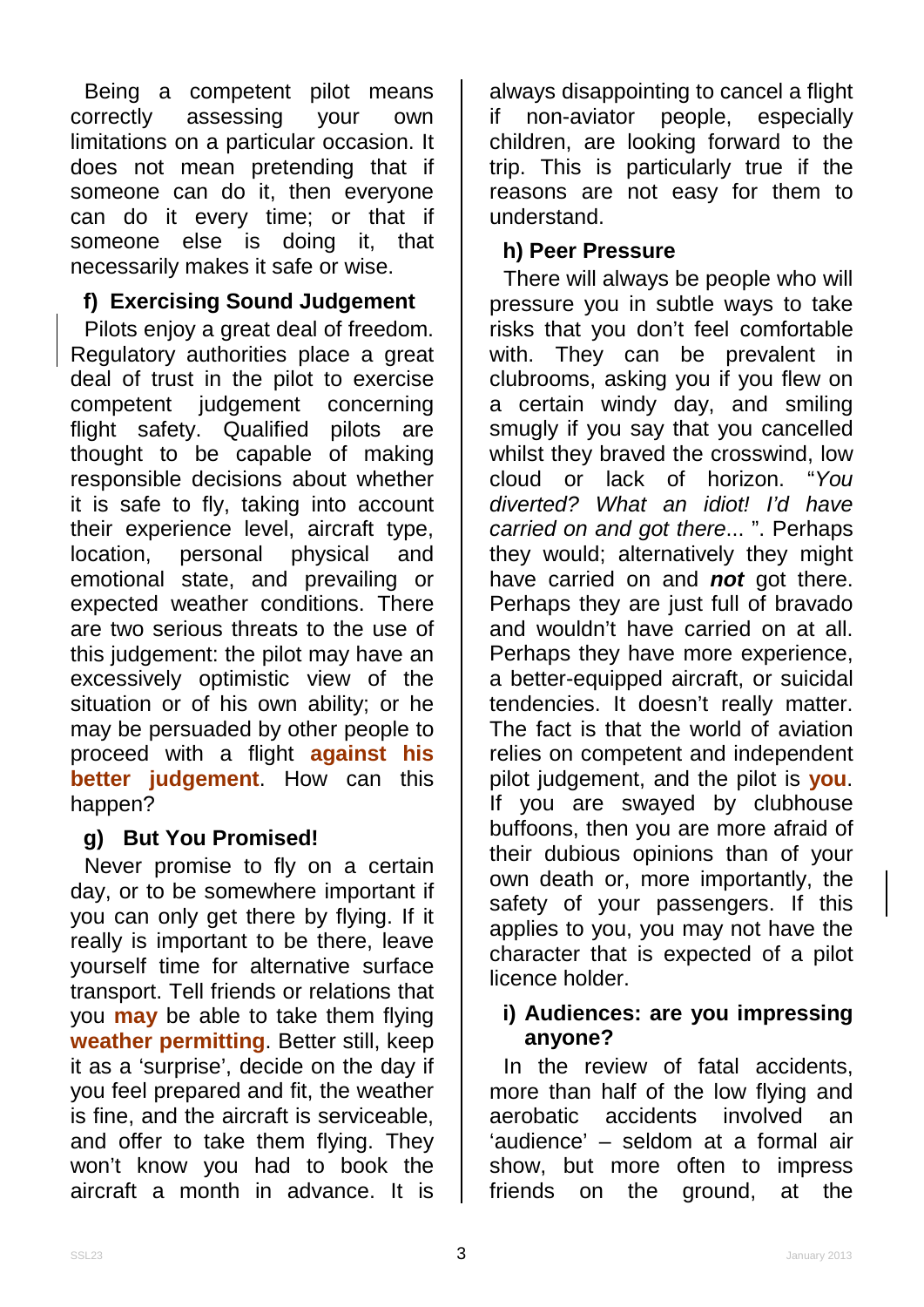Being a competent pilot means correctly assessing your own limitations on a particular occasion. It does not mean pretending that if someone can do it, then everyone can do it every time; or that if someone else is doing it, that necessarily makes it safe or wise.

### f) Exercising Sound Judgement

Pilots enjoy a great deal of freedom. Regulatory authorities place a great deal of trust in the pilot to exercise competent judgement concerning flight safety. Qualified pilots are thought to be capable of making responsible decisions about whether it is safe to fly, taking into account their experience level, aircraft type, location, personal physical and emotional state, and prevailing or expected weather conditions. There are two serious threats to the use of this judgement: the pilot may have an excessively optimistic view of the situation or of his own ability; or he may be persuaded by other people to proceed with a flight **against his better judgement**. How can this happen?

### g) But You Promised!

Never promise to fly on a certain day, or to be somewhere important if you can only get there by flying. If it really is important to be there, leave yourself time for alternative surface transport. Tell friends or relations that you **may** be able to take them flying **weather permitting**. Better still, keep it as a 'surprise', decide on the day if you feel prepared and fit, the weather is fine, and the aircraft is serviceable, and offer to take them flying. They won't know you had to book the aircraft a month in advance. It is always disappointing to cancel a flight if non-aviator people, especially children, are looking forward to the trip. This is particularly true if the reasons are not easy for them to understand.

### h) Peer Pressure

There will always be people who will pressure you in subtle ways to take risks that you don't feel comfortable with. They can be prevalent in clubrooms, asking you if you flew on a certain windy day, and smiling smugly if you say that you cancelled whilst they braved the crosswind, low cloud or lack of horizon. "*You diverted? What an idiot! I'd have carried on and got there*... ". Perhaps they would; alternatively they might have carried on and ***not*** got there. Perhaps they are just full of bravado and wouldn't have carried on at all. Perhaps they have more experience, a better-equipped aircraft, or suicidal tendencies. It doesn't really matter. The fact is that the world of aviation relies on competent and independent pilot judgement, and the pilot is **you**. If you are swayed by clubhouse buffoons, then you are more afraid of their dubious opinions than of your own death or, more importantly, the safety of your passengers. If this applies to you, you may not have the character that is expected of a pilot licence holder.

### i) Audiences: are you impressing anyone?

In the review of fatal accidents, more than half of the low flying and aerobatic accidents involved an 'audience' – seldom at a formal air show, but more often to impress friends on the ground, at the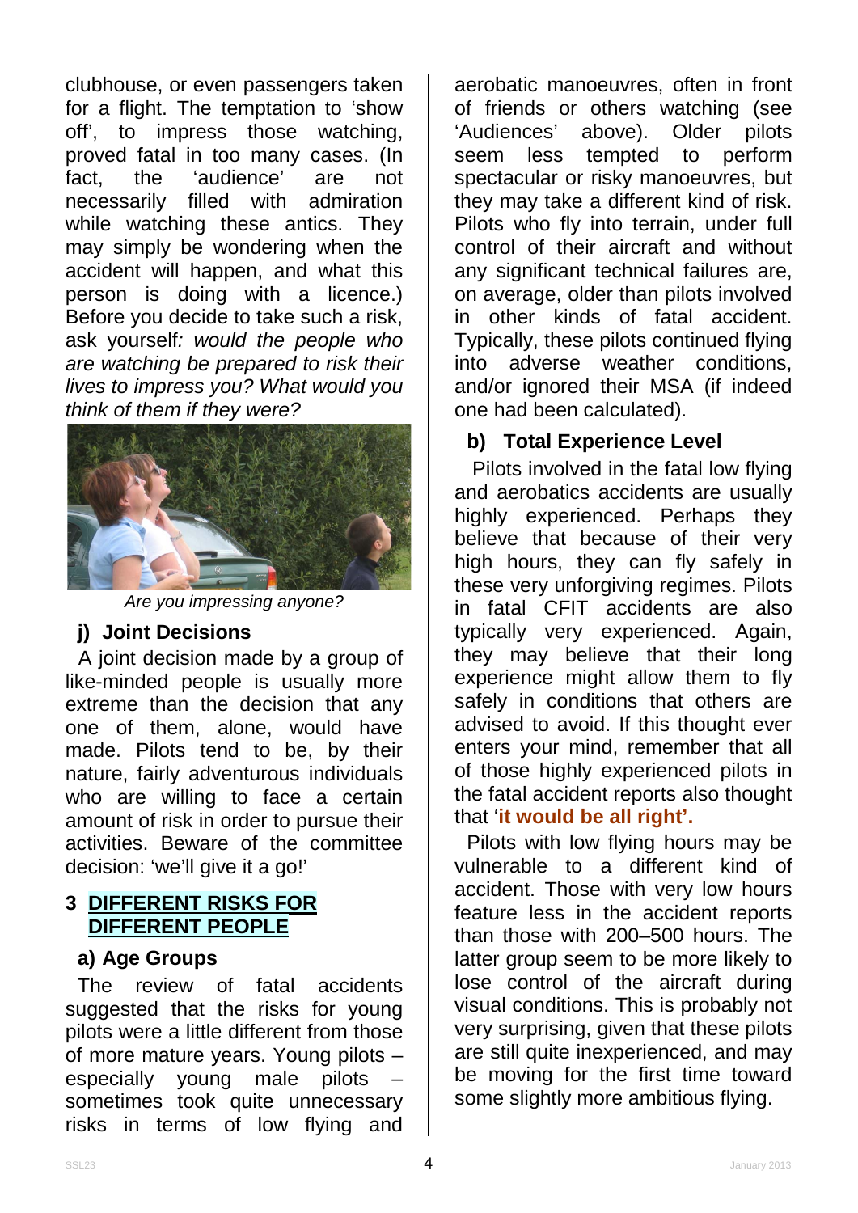clubhouse, or even passengers taken for a flight. The temptation to 'show off', to impress those watching, proved fatal in too many cases. (In fact, the 'audience' are not necessarily filled with admiration while watching these antics. They may simply be wondering when the accident will happen, and what this person is doing with a licence.) Before you decide to take such a risk, ask yourself*: would the people who are watching be prepared to risk their lives to impress you? What would you think of them if they were?*

*Are you impressing anyone?*

### j) Joint Decisions

A joint decision made by a group of like-minded people is usually more extreme than the decision that any one of them, alone, would have made. Pilots tend to be, by their nature, fairly adventurous individuals who are willing to face a certain amount of risk in order to pursue their activities. Beware of the committee decision: 'we'll give it a go!'

## 3 DIFFERENT RISKS FOR DIFFERENT PEOPLE

### a) Age Groups

The review of fatal accidents suggested that the risks for young pilots were a little different from those of more mature years. Young pilots – especially young male pilots – sometimes took quite unnecessary risks in terms of low flying and aerobatic manoeuvres, often in front of friends or others watching (see 'Audiences' above). Older pilots seem less tempted to perform spectacular or risky manoeuvres, but they may take a different kind of risk. Pilots who fly into terrain, under full control of their aircraft and without any significant technical failures are, on average, older than pilots involved in other kinds of fatal accident. Typically, these pilots continued flying into adverse weather conditions, and/or ignored their MSA (if indeed one had been calculated).

### b) Total Experience Level

Pilots involved in the fatal low flying and aerobatics accidents are usually highly experienced. Perhaps they believe that because of their very high hours, they can fly safely in these very unforgiving regimes. Pilots in fatal CFIT accidents are also typically very experienced. Again, they may believe that their long experience might allow them to fly safely in conditions that others are advised to avoid. If this thought ever enters your mind, remember that all of those highly experienced pilots in the fatal accident reports also thought that '**it would be all right'.**

Pilots with low flying hours may be vulnerable to a different kind of accident. Those with very low hours feature less in the accident reports than those with 200–500 hours. The latter group seem to be more likely to lose control of the aircraft during visual conditions. This is probably not very surprising, given that these pilots are still quite inexperienced, and may be moving for the first time toward some slightly more ambitious flying.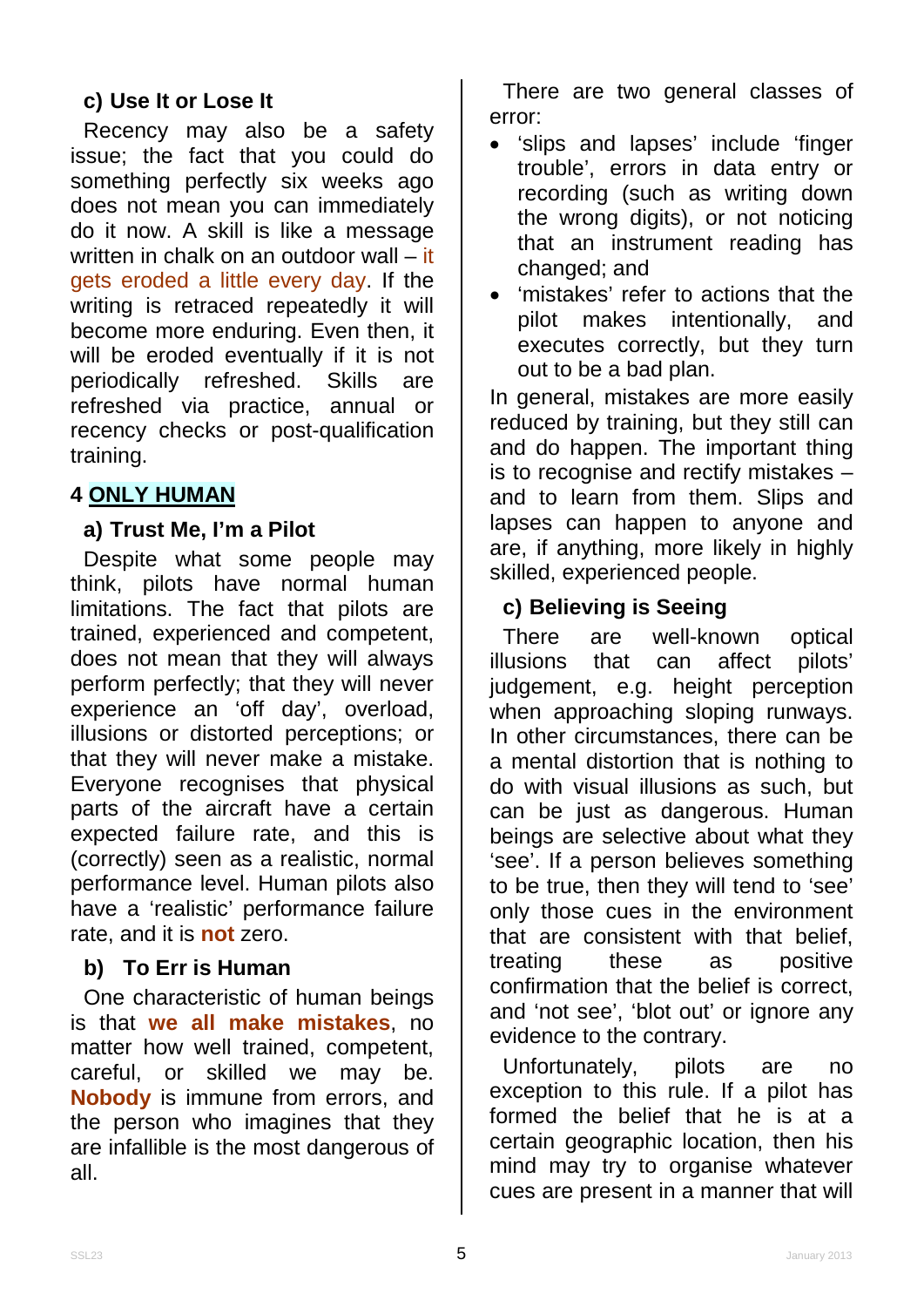### c) Use It or Lose It

Recency may also be a safety issue; the fact that you could do something perfectly six weeks ago does not mean you can immediately do it now. A skill is like a message written in chalk on an outdoor wall – it gets eroded a little every day. If the writing is retraced repeatedly it will become more enduring. Even then, it will be eroded eventually if it is not periodically refreshed. Skills are refreshed via practice, annual or recency checks or post-qualification training.

## 4 ONLY HUMAN

### a) Trust Me, I'm a Pilot

Despite what some people may think, pilots have normal human limitations. The fact that pilots are trained, experienced and competent, does not mean that they will always perform perfectly; that they will never experience an 'off day', overload, illusions or distorted perceptions; or that they will never make a mistake. Everyone recognises that physical parts of the aircraft have a certain expected failure rate, and this is (correctly) seen as a realistic, normal performance level. Human pilots also have a 'realistic' performance failure rate, and it is **not** zero.

### b) To Err is Human

One characteristic of human beings is that **we all make mistakes**, no matter how well trained, competent, careful, or skilled we may be. **Nobody** is immune from errors, and the person who imagines that they are infallible is the most dangerous of all.

There are two general classes of error:

- 'slips and lapses' include 'finger trouble', errors in data entry or recording (such as writing down the wrong digits), or not noticing that an instrument reading has changed; and
- 'mistakes' refer to actions that the pilot makes intentionally, and executes correctly, but they turn out to be a bad plan.

In general, mistakes are more easily reduced by training, but they still can and do happen. The important thing is to recognise and rectify mistakes – and to learn from them. Slips and lapses can happen to anyone and are, if anything, more likely in highly skilled, experienced people.

### c) Believing is Seeing

There are well-known optical illusions that can affect pilots' judgement, e.g. height perception when approaching sloping runways. In other circumstances, there can be a mental distortion that is nothing to do with visual illusions as such, but can be just as dangerous. Human beings are selective about what they 'see'. If a person believes something to be true, then they will tend to 'see' only those cues in the environment that are consistent with that belief, treating these as positive confirmation that the belief is correct, and 'not see', 'blot out' or ignore any evidence to the contrary.

Unfortunately, pilots are no exception to this rule. If a pilot has formed the belief that he is at a certain geographic location, then his mind may try to organise whatever cues are present in a manner that will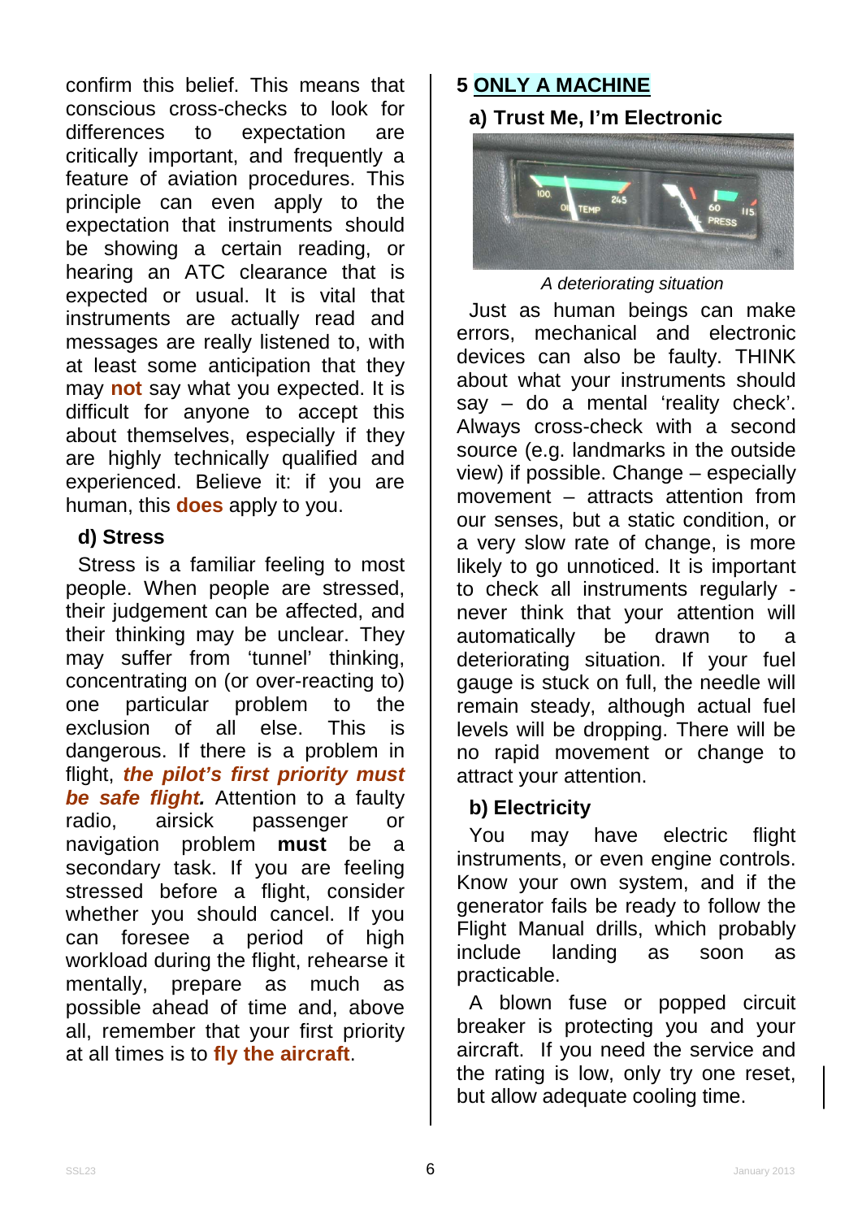confirm this belief. This means that conscious cross-checks to look for differences to expectation are critically important, and frequently a feature of aviation procedures. This principle can even apply to the expectation that instruments should be showing a certain reading, or hearing an ATC clearance that is expected or usual. It is vital that instruments are actually read and messages are really listened to, with at least some anticipation that they may **not** say what you expected. It is difficult for anyone to accept this about themselves, especially if they are highly technically qualified and experienced. Believe it: if you are human, this **does** apply to you.

### d) Stress

Stress is a familiar feeling to most people. When people are stressed, their judgement can be affected, and their thinking may be unclear. They may suffer from 'tunnel' thinking, concentrating on (or over-reacting to) one particular problem to the exclusion of all else. This is dangerous. If there is a problem in flight, ***the pilot's first priority must be safe flight.*** Attention to a faulty radio, airsick passenger or navigation problem **must** be a secondary task. If you are feeling stressed before a flight, consider whether you should cancel. If you can foresee a period of high workload during the flight, rehearse it mentally, prepare as much as possible ahead of time and, above all, remember that your first priority at all times is to **fly the aircraft**.

## 5 ONLY A MACHINE

### a) Trust Me, I'm Electronic

*A deteriorating situation*

Just as human beings can make errors, mechanical and electronic devices can also be faulty. THINK about what your instruments should say – do a mental 'reality check'. Always cross-check with a second source (e.g. landmarks in the outside view) if possible. Change – especially movement – attracts attention from our senses, but a static condition, or a very slow rate of change, is more likely to go unnoticed. It is important to check all instruments regularly - never think that your attention will automatically be drawn to a deteriorating situation. If your fuel gauge is stuck on full, the needle will remain steady, although actual fuel levels will be dropping. There will be no rapid movement or change to attract your attention.

### b) Electricity

You may have electric flight instruments, or even engine controls. Know your own system, and if the generator fails be ready to follow the Flight Manual drills, which probably include landing as soon as practicable.

A blown fuse or popped circuit breaker is protecting you and your aircraft. If you need the service and the rating is low, only try one reset, but allow adequate cooling time.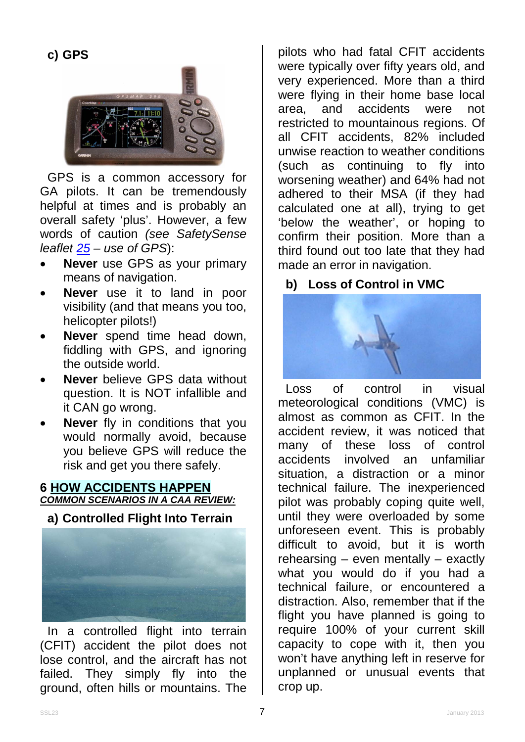### c) GPS

GPS is a common accessory for GA pilots. It can be tremendously helpful at times and is probably an overall safety 'plus'. However, a few words of caution *(see SafetySense leaflet 25 – use of GPS)*:

- **Never** use GPS as your primary means of navigation.
- **Never** use it to land in poor visibility (and that means you too, helicopter pilots!)
- **Never** spend time head down, fiddling with GPS, and ignoring the outside world.
- **Never** believe GPS data without question. It is NOT infallible and it CAN go wrong.
- **Never** fly in conditions that you would normally avoid, because you believe GPS will reduce the risk and get you there safely.

## 6 HOW ACCIDENTS HAPPEN

***COMMON SCENARIOS IN A CAA REVIEW:***

### a) Controlled Flight Into Terrain

In a controlled flight into terrain (CFIT) accident the pilot does not lose control, and the aircraft has not failed. They simply fly into the ground, often hills or mountains. The pilots who had fatal CFIT accidents were typically over fifty years old, and very experienced. More than a third were flying in their home base local area, and accidents were not restricted to mountainous regions. Of all CFIT accidents, 82% included unwise reaction to weather conditions (such as continuing to fly into worsening weather) and 64% had not adhered to their MSA (if they had calculated one at all), trying to get 'below the weather', or hoping to confirm their position. More than a third found out too late that they had made an error in navigation.

### b) Loss of Control in VMC

Loss of control in visual meteorological conditions (VMC) is almost as common as CFIT. In the accident review, it was noticed that many of these loss of control accidents involved an unfamiliar situation, a distraction or a minor technical failure. The inexperienced pilot was probably coping quite well, until they were overloaded by some unforeseen event. This is probably difficult to avoid, but it is worth rehearsing – even mentally – exactly what you would do if you had a technical failure, or encountered a distraction. Also, remember that if the flight you have planned is going to require 100% of your current skill capacity to cope with it, then you won't have anything left in reserve for unplanned or unusual events that crop up.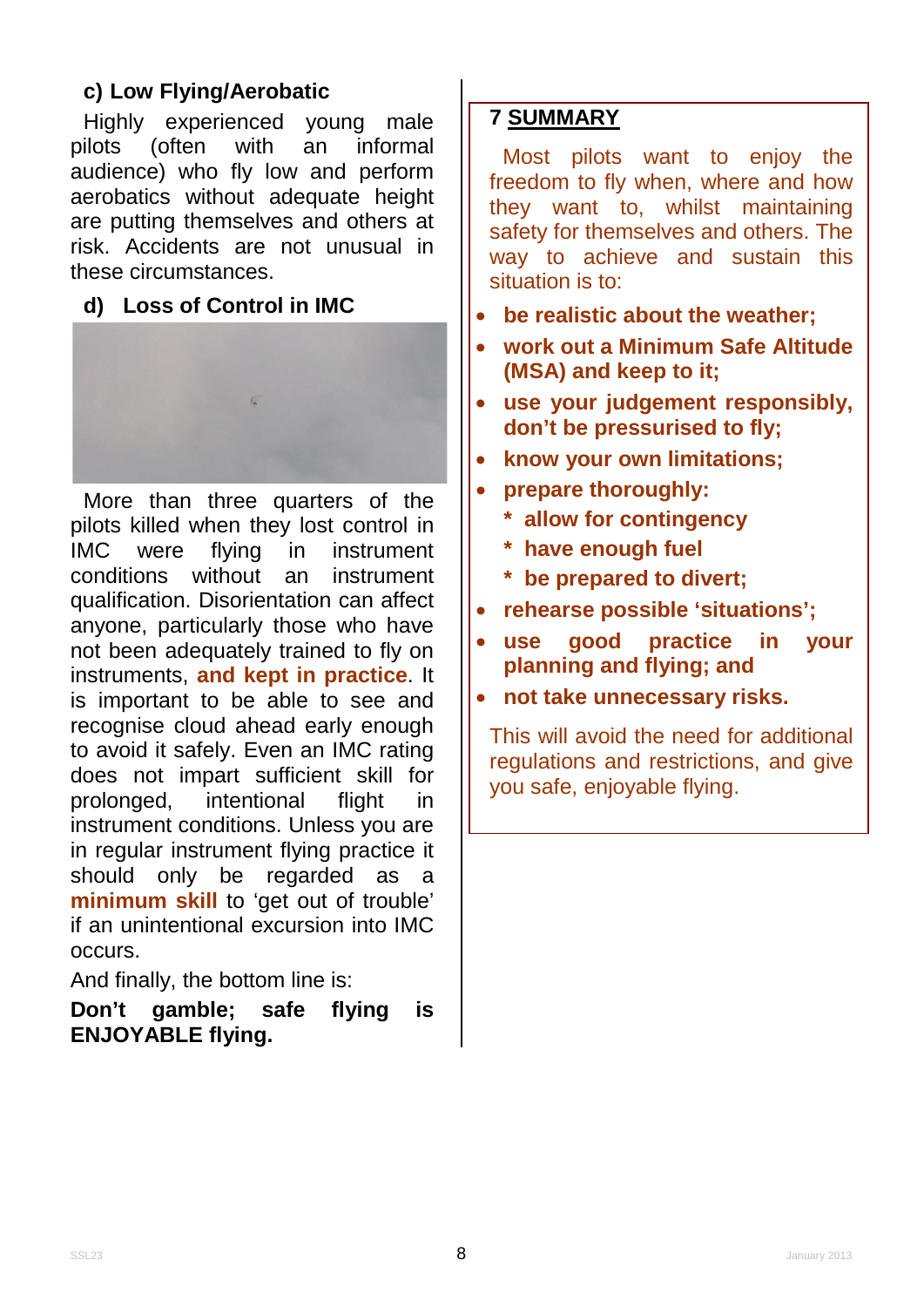### c) Low Flying/Aerobatic

Highly experienced young male pilots (often with an informal audience) who fly low and perform aerobatics without adequate height are putting themselves and others at risk. Accidents are not unusual in these circumstances.

### d) Loss of Control in IMC

More than three quarters of the pilots killed when they lost control in IMC were flying in instrument conditions without an instrument qualification. Disorientation can affect anyone, particularly those who have not been adequately trained to fly on instruments, **and kept in practice**. It is important to be able to see and recognise cloud ahead early enough to avoid it safely. Even an IMC rating does not impart sufficient skill for prolonged, intentional flight in instrument conditions. Unless you are in regular instrument flying practice it should only be regarded as a **minimum skill** to 'get out of trouble' if an unintentional excursion into IMC occurs.

And finally, the bottom line is:

**Don't gamble; safe flying is ENJOYABLE flying.**

## 7 SUMMARY

Most pilots want to enjoy the freedom to fly when, where and how they want to, whilst maintaining safety for themselves and others. The way to achieve and sustain this situation is to:

- **be realistic about the weather;**
- **work out a Minimum Safe Altitude (MSA) and keep to it;**
- **use your judgement responsibly, don't be pressurised to fly;**
- **know your own limitations;**
- **prepare thoroughly:**
  - **allow for contingency**
  - **have enough fuel**
  - **be prepared to divert;**
- **rehearse possible 'situations';**
- **use good practice in your planning and flying; and**
- **not take unnecessary risks.**

This will avoid the need for additional regulations and restrictions, and give you safe, enjoyable flying.